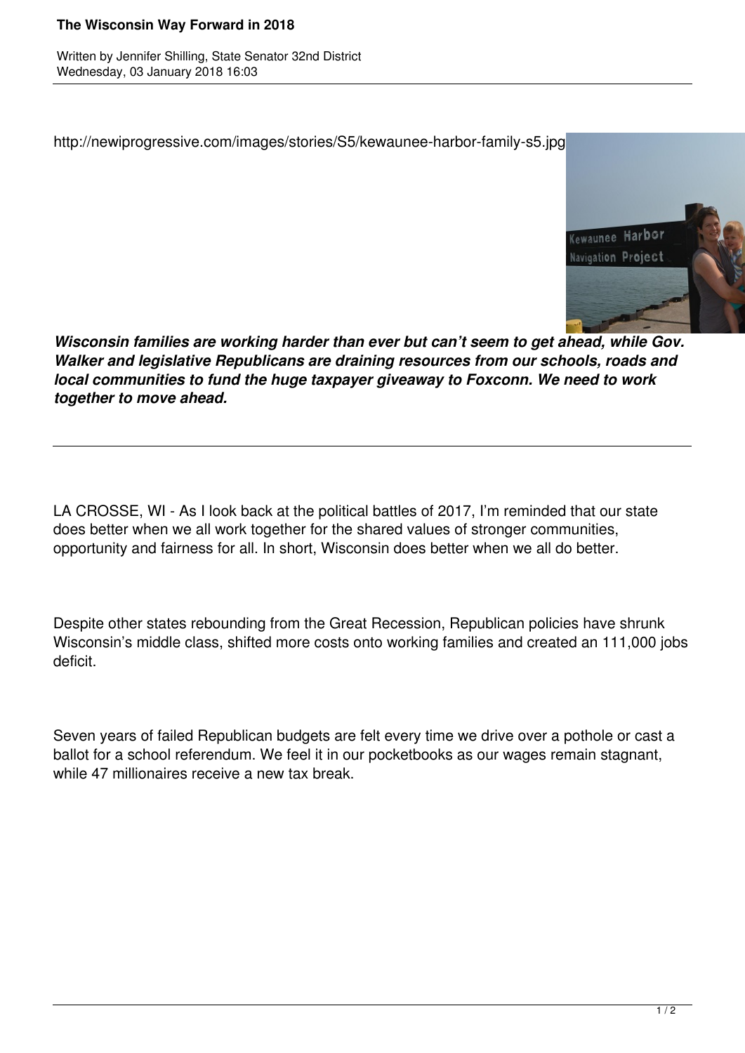# The Wisconsin Way Forward in 2018

Written by Jennifer Shilling, State Senator 32nd District
Wednesday, 03 January 2018 16:03

http://newiprogressive.com/images/stories/S5/kewaunee-harbor-family-s5.jpg

***Wisconsin families are working harder than ever but can't seem to get ahead, while Gov. Walker and legislative Republicans are draining resources from our schools, roads and local communities to fund the huge taxpayer giveaway to Foxconn. We need to work together to move ahead.***

---

LA CROSSE, WI - As I look back at the political battles of 2017, I'm reminded that our state does better when we all work together for the shared values of stronger communities, opportunity and fairness for all. In short, Wisconsin does better when we all do better.

Despite other states rebounding from the Great Recession, Republican policies have shrunk Wisconsin's middle class, shifted more costs onto working families and created an 111,000 jobs deficit.

Seven years of failed Republican budgets are felt every time we drive over a pothole or cast a ballot for a school referendum. We feel it in our pocketbooks as our wages remain stagnant, while 47 millionaires receive a new tax break.